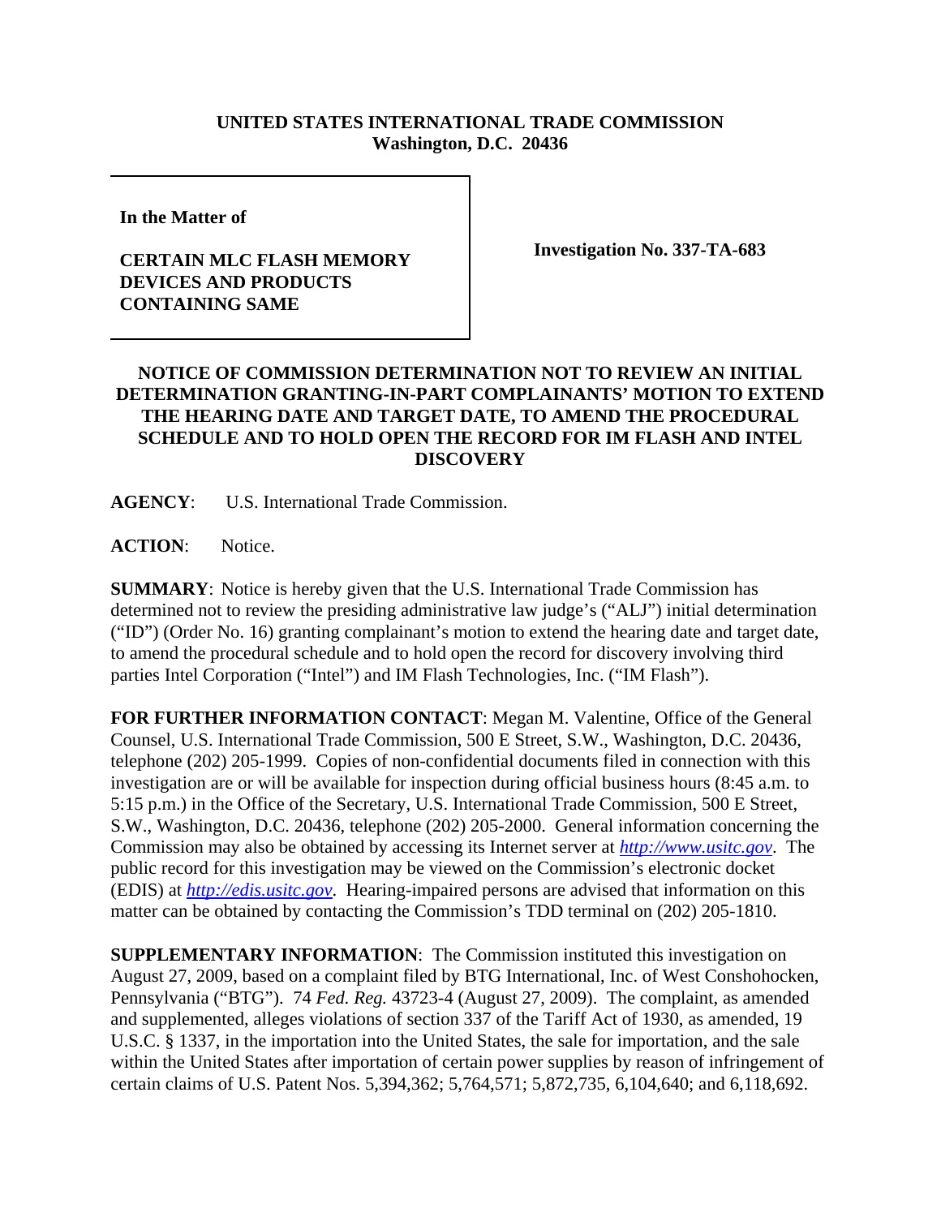**UNITED STATES INTERNATIONAL TRADE COMMISSION**
**Washington, D.C. 20436**

| **In the Matter of**<br><br>**CERTAIN MLC FLASH MEMORY DEVICES AND PRODUCTS CONTAINING SAME** | **Investigation No. 337-TA-683** |
|---|---|

**NOTICE OF COMMISSION DETERMINATION NOT TO REVIEW AN INITIAL DETERMINATION GRANTING-IN-PART COMPLAINANTS' MOTION TO EXTEND THE HEARING DATE AND TARGET DATE, TO AMEND THE PROCEDURAL SCHEDULE AND TO HOLD OPEN THE RECORD FOR IM FLASH AND INTEL DISCOVERY**

**AGENCY**: U.S. International Trade Commission.

**ACTION**: Notice.

**SUMMARY**: Notice is hereby given that the U.S. International Trade Commission has determined not to review the presiding administrative law judge's ("ALJ") initial determination ("ID") (Order No. 16) granting complainant's motion to extend the hearing date and target date, to amend the procedural schedule and to hold open the record for discovery involving third parties Intel Corporation ("Intel") and IM Flash Technologies, Inc. ("IM Flash").

**FOR FURTHER INFORMATION CONTACT**: Megan M. Valentine, Office of the General Counsel, U.S. International Trade Commission, 500 E Street, S.W., Washington, D.C. 20436, telephone (202) 205-1999. Copies of non-confidential documents filed in connection with this investigation are or will be available for inspection during official business hours (8:45 a.m. to 5:15 p.m.) in the Office of the Secretary, U.S. International Trade Commission, 500 E Street, S.W., Washington, D.C. 20436, telephone (202) 205-2000. General information concerning the Commission may also be obtained by accessing its Internet server at *http://www.usitc.gov*. The public record for this investigation may be viewed on the Commission's electronic docket (EDIS) at *http://edis.usitc.gov*. Hearing-impaired persons are advised that information on this matter can be obtained by contacting the Commission's TDD terminal on (202) 205-1810.

**SUPPLEMENTARY INFORMATION**: The Commission instituted this investigation on August 27, 2009, based on a complaint filed by BTG International, Inc. of West Conshohocken, Pennsylvania ("BTG"). 74 *Fed. Reg.* 43723-4 (August 27, 2009). The complaint, as amended and supplemented, alleges violations of section 337 of the Tariff Act of 1930, as amended, 19 U.S.C. § 1337, in the importation into the United States, the sale for importation, and the sale within the United States after importation of certain power supplies by reason of infringement of certain claims of U.S. Patent Nos. 5,394,362; 5,764,571; 5,872,735, 6,104,640; and 6,118,692.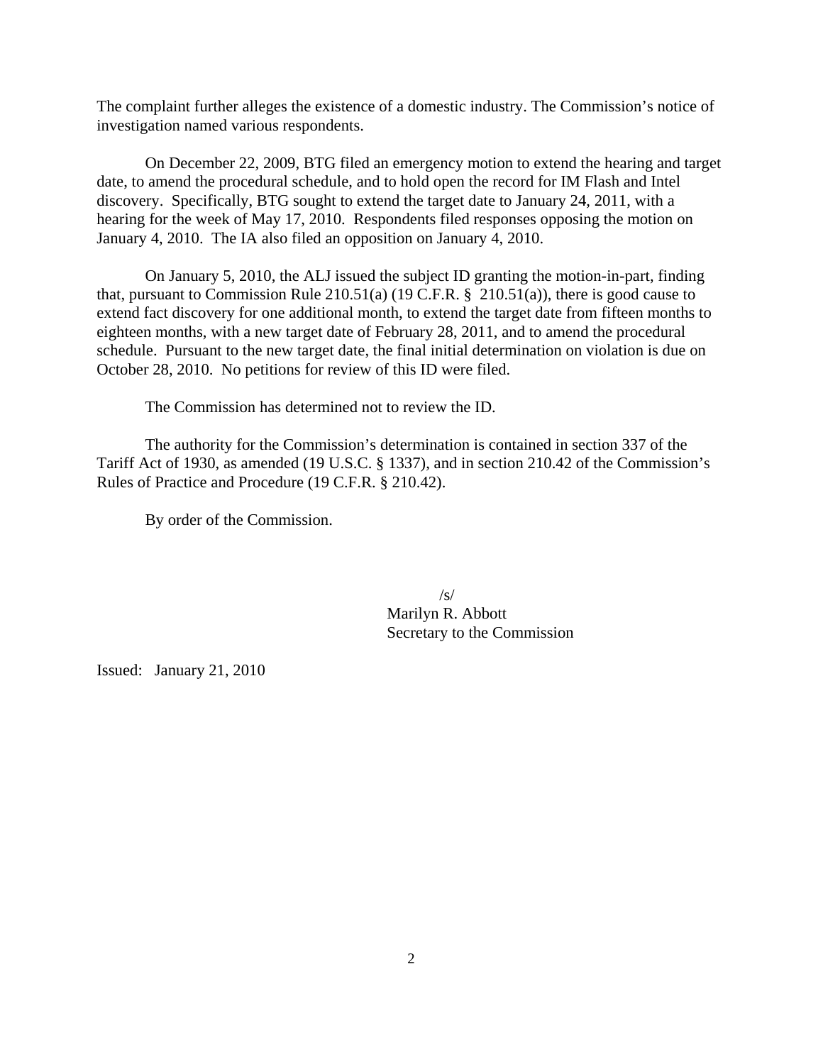The complaint further alleges the existence of a domestic industry. The Commission's notice of investigation named various respondents.

On December 22, 2009, BTG filed an emergency motion to extend the hearing and target date, to amend the procedural schedule, and to hold open the record for IM Flash and Intel discovery. Specifically, BTG sought to extend the target date to January 24, 2011, with a hearing for the week of May 17, 2010. Respondents filed responses opposing the motion on January 4, 2010. The IA also filed an opposition on January 4, 2010.

On January 5, 2010, the ALJ issued the subject ID granting the motion-in-part, finding that, pursuant to Commission Rule 210.51(a) (19 C.F.R. § 210.51(a)), there is good cause to extend fact discovery for one additional month, to extend the target date from fifteen months to eighteen months, with a new target date of February 28, 2011, and to amend the procedural schedule. Pursuant to the new target date, the final initial determination on violation is due on October 28, 2010. No petitions for review of this ID were filed.

The Commission has determined not to review the ID.

The authority for the Commission's determination is contained in section 337 of the Tariff Act of 1930, as amended (19 U.S.C. § 1337), and in section 210.42 of the Commission's Rules of Practice and Procedure (19 C.F.R. § 210.42).

By order of the Commission.

/s/
Marilyn R. Abbott
Secretary to the Commission

Issued: January 21, 2010